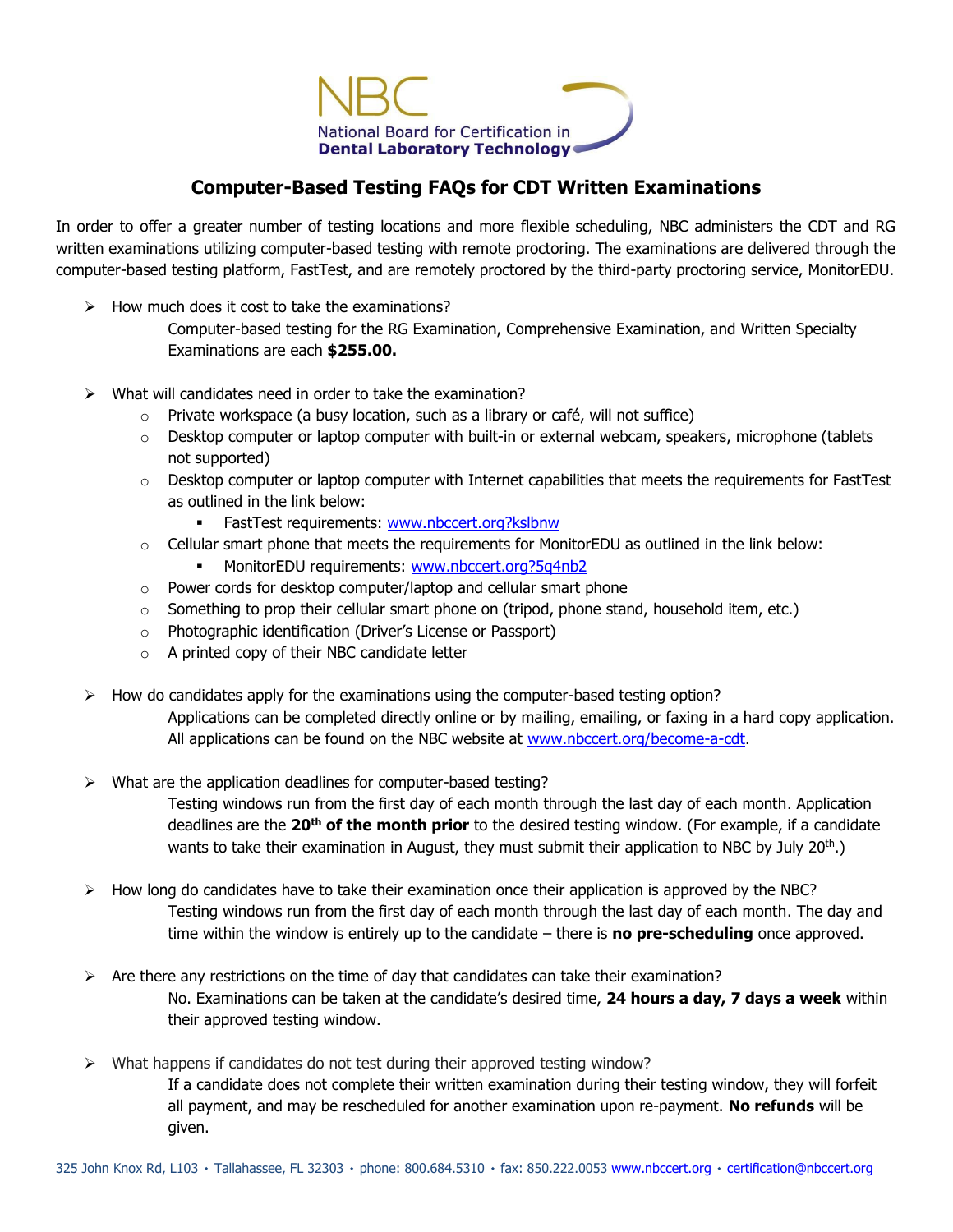NBC

National Board for Certification in **Dental Laboratory Technology**

# Computer-Based Testing FAQs for CDT Written Examinations

In order to offer a greater number of testing locations and more flexible scheduling, NBC administers the CDT and RG written examinations utilizing computer-based testing with remote proctoring. The examinations are delivered through the computer-based testing platform, FastTest, and are remotely proctored by the third-party proctoring service, MonitorEDU.

- How much does it cost to take the examinations?

  Computer-based testing for the RG Examination, Comprehensive Examination, and Written Specialty Examinations are each **$255.00.**

- What will candidates need in order to take the examination?
  - Private workspace (a busy location, such as a library or café, will not suffice)
  - Desktop computer or laptop computer with built-in or external webcam, speakers, microphone (tablets not supported)
  - Desktop computer or laptop computer with Internet capabilities that meets the requirements for FastTest as outlined in the link below:
    - FastTest requirements: [www.nbccert.org?kslbnw](www.nbccert.org?kslbnw)
  - Cellular smart phone that meets the requirements for MonitorEDU as outlined in the link below:
    - MonitorEDU requirements: [www.nbccert.org?5q4nb2](www.nbccert.org?5q4nb2)
  - Power cords for desktop computer/laptop and cellular smart phone
  - Something to prop their cellular smart phone on (tripod, phone stand, household item, etc.)
  - Photographic identification (Driver's License or Passport)
  - A printed copy of their NBC candidate letter

- How do candidates apply for the examinations using the computer-based testing option?

  Applications can be completed directly online or by mailing, emailing, or faxing in a hard copy application. All applications can be found on the NBC website at [www.nbccert.org/become-a-cdt](www.nbccert.org/become-a-cdt).

- What are the application deadlines for computer-based testing?

  Testing windows run from the first day of each month through the last day of each month. Application deadlines are the **20th of the month prior** to the desired testing window. (For example, if a candidate wants to take their examination in August, they must submit their application to NBC by July 20th.)

- How long do candidates have to take their examination once their application is approved by the NBC?

  Testing windows run from the first day of each month through the last day of each month. The day and time within the window is entirely up to the candidate – there is **no pre-scheduling** once approved.

- Are there any restrictions on the time of day that candidates can take their examination?

  No. Examinations can be taken at the candidate's desired time, **24 hours a day, 7 days a week** within their approved testing window.

- What happens if candidates do not test during their approved testing window?

  If a candidate does not complete their written examination during their testing window, they will forfeit all payment, and may be rescheduled for another examination upon re-payment. **No refunds** will be given.

325 John Knox Rd, L103 • Tallahassee, FL 32303 • phone: 800.684.5310 • fax: 850.222.0053 [www.nbccert.org](www.nbccert.org) • [certification@nbccert.org](mailto:certification@nbccert.org)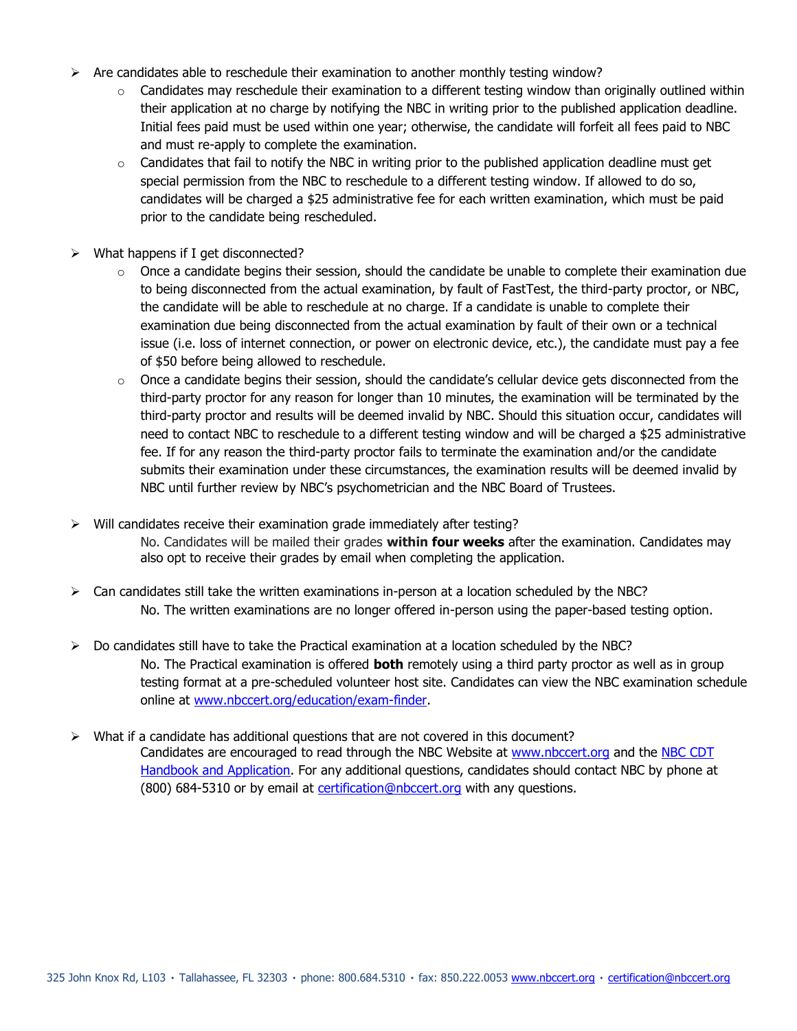- Are candidates able to reschedule their examination to another monthly testing window?
  - Candidates may reschedule their examination to a different testing window than originally outlined within their application at no charge by notifying the NBC in writing prior to the published application deadline. Initial fees paid must be used within one year; otherwise, the candidate will forfeit all fees paid to NBC and must re-apply to complete the examination.
  - Candidates that fail to notify the NBC in writing prior to the published application deadline must get special permission from the NBC to reschedule to a different testing window. If allowed to do so, candidates will be charged a $25 administrative fee for each written examination, which must be paid prior to the candidate being rescheduled.

- What happens if I get disconnected?
  - Once a candidate begins their session, should the candidate be unable to complete their examination due to being disconnected from the actual examination, by fault of FastTest, the third-party proctor, or NBC, the candidate will be able to reschedule at no charge. If a candidate is unable to complete their examination due being disconnected from the actual examination by fault of their own or a technical issue (i.e. loss of internet connection, or power on electronic device, etc.), the candidate must pay a fee of $50 before being allowed to reschedule.
  - Once a candidate begins their session, should the candidate's cellular device gets disconnected from the third-party proctor for any reason for longer than 10 minutes, the examination will be terminated by the third-party proctor and results will be deemed invalid by NBC. Should this situation occur, candidates will need to contact NBC to reschedule to a different testing window and will be charged a $25 administrative fee. If for any reason the third-party proctor fails to terminate the examination and/or the candidate submits their examination under these circumstances, the examination results will be deemed invalid by NBC until further review by NBC's psychometrician and the NBC Board of Trustees.

- Will candidates receive their examination grade immediately after testing?

  No. Candidates will be mailed their grades **within four weeks** after the examination. Candidates may also opt to receive their grades by email when completing the application.

- Can candidates still take the written examinations in-person at a location scheduled by the NBC?

  No. The written examinations are no longer offered in-person using the paper-based testing option.

- Do candidates still have to take the Practical examination at a location scheduled by the NBC?

  No. The Practical examination is offered **both** remotely using a third party proctor as well as in group testing format at a pre-scheduled volunteer host site. Candidates can view the NBC examination schedule online at [www.nbccert.org/education/exam-finder](www.nbccert.org/education/exam-finder).

- What if a candidate has additional questions that are not covered in this document?

  Candidates are encouraged to read through the NBC Website at [www.nbccert.org](www.nbccert.org) and the NBC CDT Handbook and Application. For any additional questions, candidates should contact NBC by phone at (800) 684-5310 or by email at [certification@nbccert.org](mailto:certification@nbccert.org) with any questions.